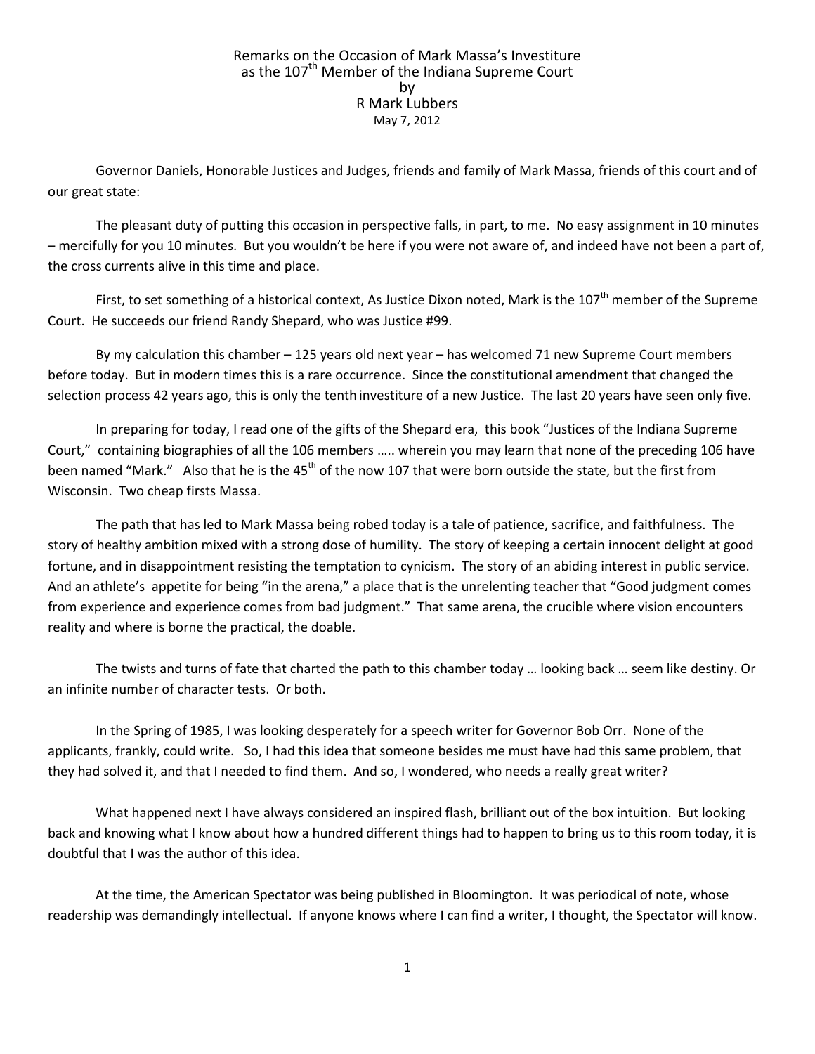Remarks on the Occasion of Mark Massa's Investiture
as the 107th Member of the Indiana Supreme Court
by
R Mark Lubbers
May 7, 2012

Governor Daniels, Honorable Justices and Judges, friends and family of Mark Massa, friends of this court and of our great state:

The pleasant duty of putting this occasion in perspective falls, in part, to me. No easy assignment in 10 minutes – mercifully for you 10 minutes. But you wouldn't be here if you were not aware of, and indeed have not been a part of, the cross currents alive in this time and place.

First, to set something of a historical context, As Justice Dixon noted, Mark is the 107th member of the Supreme Court. He succeeds our friend Randy Shepard, who was Justice #99.

By my calculation this chamber – 125 years old next year – has welcomed 71 new Supreme Court members before today. But in modern times this is a rare occurrence. Since the constitutional amendment that changed the selection process 42 years ago, this is only the tenth investiture of a new Justice. The last 20 years have seen only five.

In preparing for today, I read one of the gifts of the Shepard era, this book "Justices of the Indiana Supreme Court," containing biographies of all the 106 members ….. wherein you may learn that none of the preceding 106 have been named "Mark." Also that he is the 45th of the now 107 that were born outside the state, but the first from Wisconsin. Two cheap firsts Massa.

The path that has led to Mark Massa being robed today is a tale of patience, sacrifice, and faithfulness. The story of healthy ambition mixed with a strong dose of humility. The story of keeping a certain innocent delight at good fortune, and in disappointment resisting the temptation to cynicism. The story of an abiding interest in public service. And an athlete's appetite for being "in the arena," a place that is the unrelenting teacher that "Good judgment comes from experience and experience comes from bad judgment." That same arena, the crucible where vision encounters reality and where is borne the practical, the doable.

The twists and turns of fate that charted the path to this chamber today … looking back … seem like destiny. Or an infinite number of character tests. Or both.

In the Spring of 1985, I was looking desperately for a speech writer for Governor Bob Orr. None of the applicants, frankly, could write. So, I had this idea that someone besides me must have had this same problem, that they had solved it, and that I needed to find them. And so, I wondered, who needs a really great writer?

What happened next I have always considered an inspired flash, brilliant out of the box intuition. But looking back and knowing what I know about how a hundred different things had to happen to bring us to this room today, it is doubtful that I was the author of this idea.

At the time, the American Spectator was being published in Bloomington. It was periodical of note, whose readership was demandingly intellectual. If anyone knows where I can find a writer, I thought, the Spectator will know.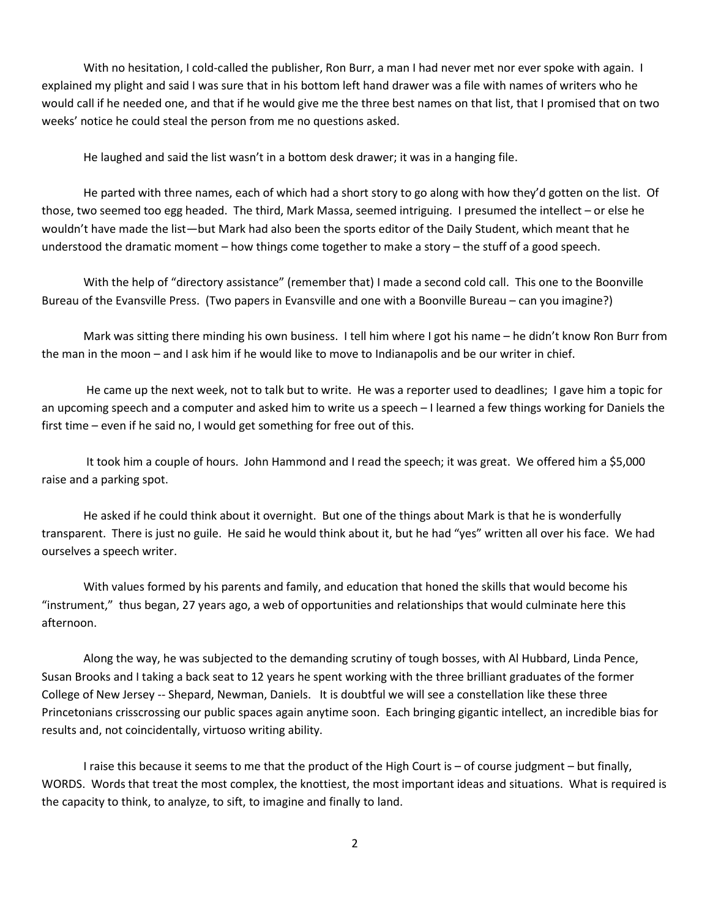With no hesitation, I cold-called the publisher, Ron Burr, a man I had never met nor ever spoke with again. I explained my plight and said I was sure that in his bottom left hand drawer was a file with names of writers who he would call if he needed one, and that if he would give me the three best names on that list, that I promised that on two weeks' notice he could steal the person from me no questions asked.

He laughed and said the list wasn't in a bottom desk drawer; it was in a hanging file.

He parted with three names, each of which had a short story to go along with how they'd gotten on the list. Of those, two seemed too egg headed. The third, Mark Massa, seemed intriguing. I presumed the intellect – or else he wouldn't have made the list—but Mark had also been the sports editor of the Daily Student, which meant that he understood the dramatic moment – how things come together to make a story – the stuff of a good speech.

With the help of "directory assistance" (remember that) I made a second cold call. This one to the Boonville Bureau of the Evansville Press. (Two papers in Evansville and one with a Boonville Bureau – can you imagine?)

Mark was sitting there minding his own business. I tell him where I got his name – he didn't know Ron Burr from the man in the moon – and I ask him if he would like to move to Indianapolis and be our writer in chief.

He came up the next week, not to talk but to write. He was a reporter used to deadlines; I gave him a topic for an upcoming speech and a computer and asked him to write us a speech – I learned a few things working for Daniels the first time – even if he said no, I would get something for free out of this.

It took him a couple of hours. John Hammond and I read the speech; it was great. We offered him a $5,000 raise and a parking spot.

He asked if he could think about it overnight. But one of the things about Mark is that he is wonderfully transparent. There is just no guile. He said he would think about it, but he had "yes" written all over his face. We had ourselves a speech writer.

With values formed by his parents and family, and education that honed the skills that would become his "instrument," thus began, 27 years ago, a web of opportunities and relationships that would culminate here this afternoon.

Along the way, he was subjected to the demanding scrutiny of tough bosses, with Al Hubbard, Linda Pence, Susan Brooks and I taking a back seat to 12 years he spent working with the three brilliant graduates of the former College of New Jersey -- Shepard, Newman, Daniels. It is doubtful we will see a constellation like these three Princetonians crisscrossing our public spaces again anytime soon. Each bringing gigantic intellect, an incredible bias for results and, not coincidentally, virtuoso writing ability.

I raise this because it seems to me that the product of the High Court is – of course judgment – but finally, WORDS. Words that treat the most complex, the knottiest, the most important ideas and situations. What is required is the capacity to think, to analyze, to sift, to imagine and finally to land.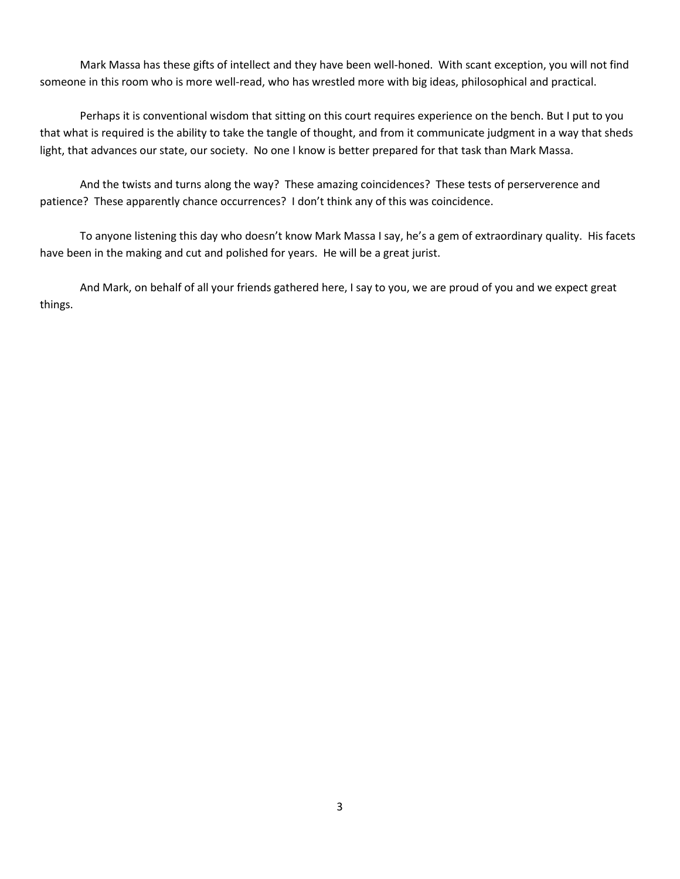Mark Massa has these gifts of intellect and they have been well-honed. With scant exception, you will not find someone in this room who is more well-read, who has wrestled more with big ideas, philosophical and practical.

Perhaps it is conventional wisdom that sitting on this court requires experience on the bench. But I put to you that what is required is the ability to take the tangle of thought, and from it communicate judgment in a way that sheds light, that advances our state, our society. No one I know is better prepared for that task than Mark Massa.

And the twists and turns along the way? These amazing coincidences? These tests of perserverence and patience? These apparently chance occurrences? I don't think any of this was coincidence.

To anyone listening this day who doesn't know Mark Massa I say, he's a gem of extraordinary quality. His facets have been in the making and cut and polished for years. He will be a great jurist.

And Mark, on behalf of all your friends gathered here, I say to you, we are proud of you and we expect great things.